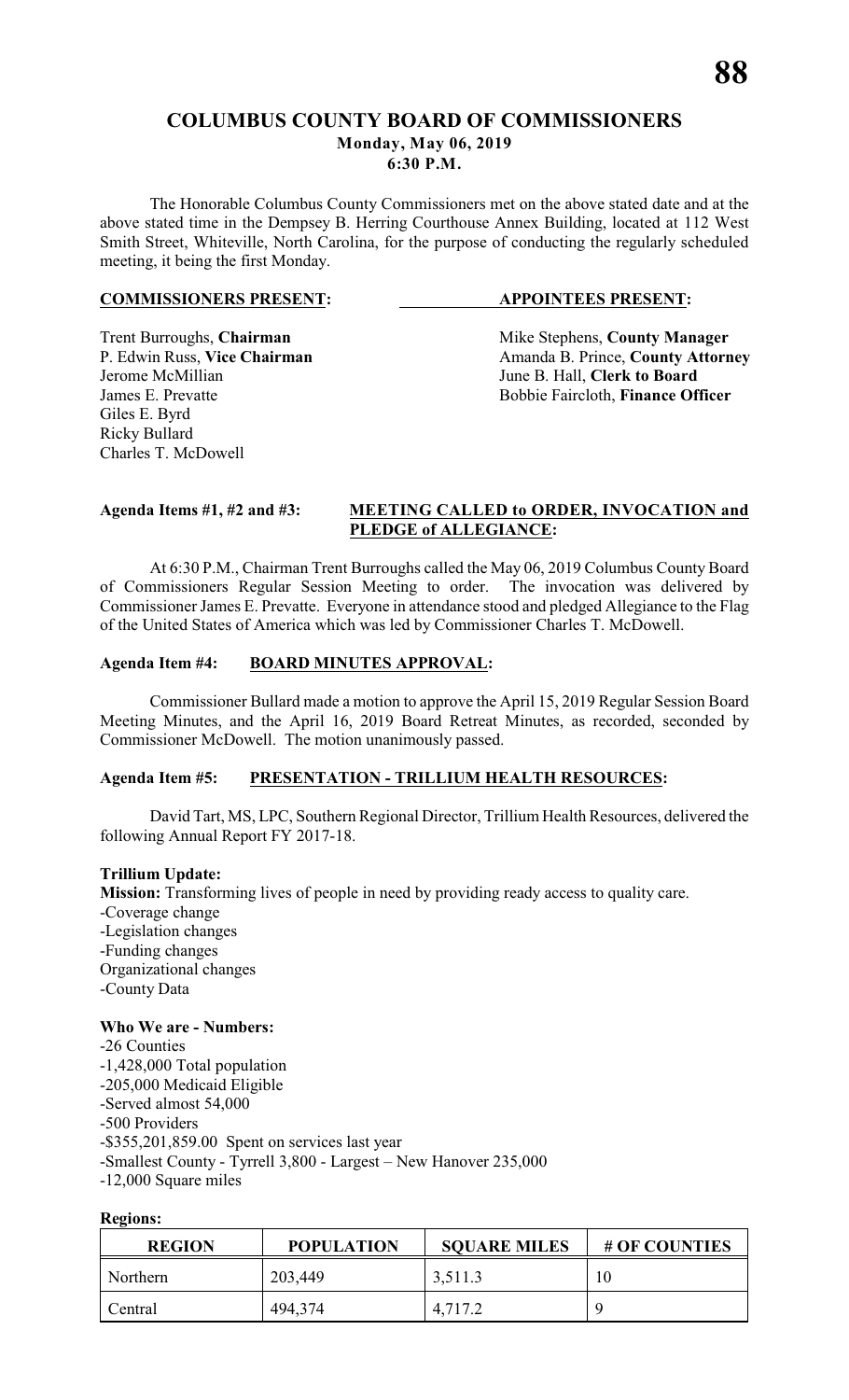# COLUMBUS COUNTY BOARD OF COMMISSIONERS

**Monday, May 06, 2019**
**6:30 P.M.**

The Honorable Columbus County Commissioners met on the above stated date and at the above stated time in the Dempsey B. Herring Courthouse Annex Building, located at 112 West Smith Street, Whiteville, North Carolina, for the purpose of conducting the regularly scheduled meeting, it being the first Monday.

**COMMISSIONERS PRESENT:**

Trent Burroughs, **Chairman**
P. Edwin Russ, **Vice Chairman**
Jerome McMillian
James E. Prevatte
Giles E. Byrd
Ricky Bullard
Charles T. McDowell

**APPOINTEES PRESENT:**

Mike Stephens, **County Manager**
Amanda B. Prince, **County Attorney**
June B. Hall, **Clerk to Board**
Bobbie Faircloth, **Finance Officer**

**Agenda Items #1, #2 and #3: MEETING CALLED to ORDER, INVOCATION and PLEDGE of ALLEGIANCE:**

At 6:30 P.M., Chairman Trent Burroughs called the May 06, 2019 Columbus County Board of Commissioners Regular Session Meeting to order. The invocation was delivered by Commissioner James E. Prevatte. Everyone in attendance stood and pledged Allegiance to the Flag of the United States of America which was led by Commissioner Charles T. McDowell.

**Agenda Item #4: BOARD MINUTES APPROVAL:**

Commissioner Bullard made a motion to approve the April 15, 2019 Regular Session Board Meeting Minutes, and the April 16, 2019 Board Retreat Minutes, as recorded, seconded by Commissioner McDowell. The motion unanimously passed.

**Agenda Item #5: PRESENTATION - TRILLIUM HEALTH RESOURCES:**

David Tart, MS, LPC, Southern Regional Director, Trillium Health Resources, delivered the following Annual Report FY 2017-18.

**Trillium Update:**

**Mission:** Transforming lives of people in need by providing ready access to quality care.

- -Coverage change
- -Legislation changes
- -Funding changes
- Organizational changes
- -County Data

**Who We are - Numbers:**

- -26 Counties
- -1,428,000 Total population
- -205,000 Medicaid Eligible
- -Served almost 54,000
- -500 Providers
- -$355,201,859.00 Spent on services last year
- -Smallest County - Tyrrell 3,800 - Largest – New Hanover 235,000
- -12,000 Square miles

**Regions:**

| REGION | POPULATION | SQUARE MILES | # OF COUNTIES |
|---|---|---|---|
| Northern | 203,449 | 3,511.3 | 10 |
| Central | 494,374 | 4,717.2 | 9 |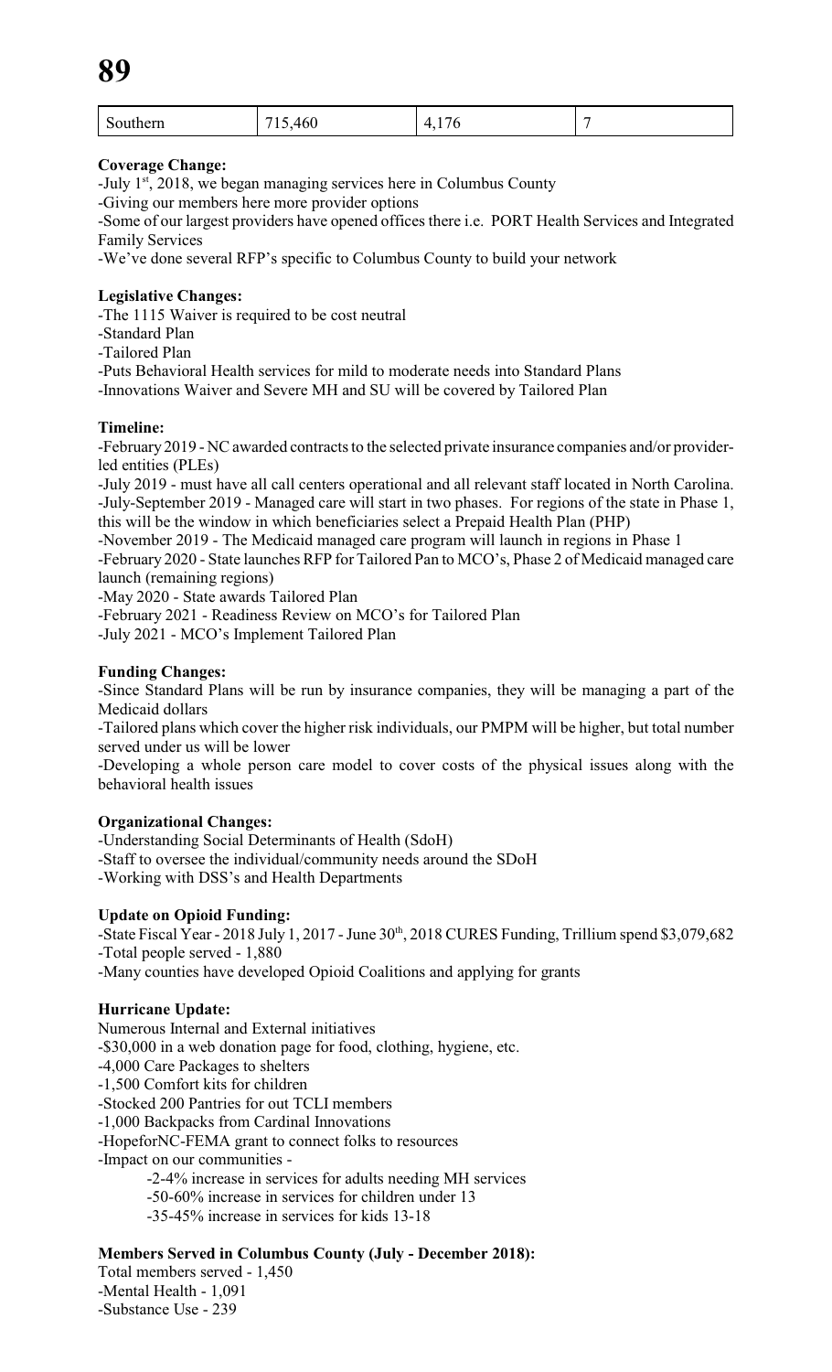| Southern | 715,460 | 4,176 | 7 |
|---|---|---|---|

**Coverage Change:**

-July 1st, 2018, we began managing services here in Columbus County

-Giving our members here more provider options

-Some of our largest providers have opened offices there i.e. PORT Health Services and Integrated Family Services

-We've done several RFP's specific to Columbus County to build your network

**Legislative Changes:**

-The 1115 Waiver is required to be cost neutral

-Standard Plan

-Tailored Plan

-Puts Behavioral Health services for mild to moderate needs into Standard Plans

-Innovations Waiver and Severe MH and SU will be covered by Tailored Plan

**Timeline:**

-February 2019 - NC awarded contracts to the selected private insurance companies and/or provider-led entities (PLEs)

-July 2019 - must have all call centers operational and all relevant staff located in North Carolina.

-July-September 2019 - Managed care will start in two phases. For regions of the state in Phase 1, this will be the window in which beneficiaries select a Prepaid Health Plan (PHP)

-November 2019 - The Medicaid managed care program will launch in regions in Phase 1

-February 2020 - State launches RFP for Tailored Pan to MCO's, Phase 2 of Medicaid managed care launch (remaining regions)

-May 2020 - State awards Tailored Plan

-February 2021 - Readiness Review on MCO's for Tailored Plan

-July 2021 - MCO's Implement Tailored Plan

**Funding Changes:**

-Since Standard Plans will be run by insurance companies, they will be managing a part of the Medicaid dollars

-Tailored plans which cover the higher risk individuals, our PMPM will be higher, but total number served under us will be lower

-Developing a whole person care model to cover costs of the physical issues along with the behavioral health issues

**Organizational Changes:**

-Understanding Social Determinants of Health (SdoH)

-Staff to oversee the individual/community needs around the SDoH

-Working with DSS's and Health Departments

**Update on Opioid Funding:**

-State Fiscal Year - 2018 July 1, 2017 - June 30th, 2018 CURES Funding, Trillium spend $3,079,682

-Total people served - 1,880

-Many counties have developed Opioid Coalitions and applying for grants

**Hurricane Update:**

Numerous Internal and External initiatives

-$30,000 in a web donation page for food, clothing, hygiene, etc.

-4,000 Care Packages to shelters

-1,500 Comfort kits for children

-Stocked 200 Pantries for out TCLI members

-1,000 Backpacks from Cardinal Innovations

-HopeforNC-FEMA grant to connect folks to resources

-Impact on our communities -

- -2-4% increase in services for adults needing MH services
- -50-60% increase in services for children under 13
- -35-45% increase in services for kids 13-18

**Members Served in Columbus County (July - December 2018):**

Total members served - 1,450

-Mental Health - 1,091

-Substance Use - 239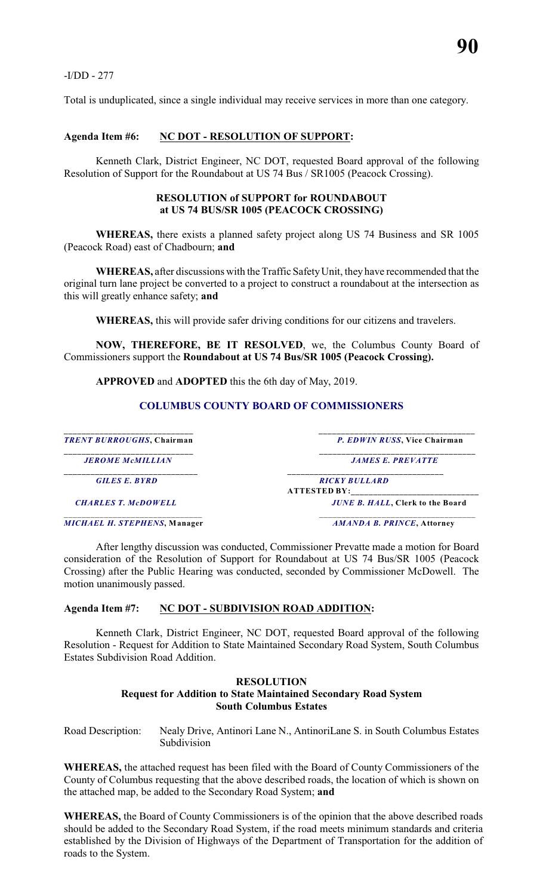-I/DD - 277

Total is unduplicated, since a single individual may receive services in more than one category.

**Agenda Item #6: NC DOT - RESOLUTION OF SUPPORT:**

Kenneth Clark, District Engineer, NC DOT, requested Board approval of the following Resolution of Support for the Roundabout at US 74 Bus / SR1005 (Peacock Crossing).

**RESOLUTION of SUPPORT for ROUNDABOUT at US 74 BUS/SR 1005 (PEACOCK CROSSING)**

**WHEREAS,** there exists a planned safety project along US 74 Business and SR 1005 (Peacock Road) east of Chadbourn; **and**

**WHEREAS,** after discussions with the Traffic Safety Unit, they have recommended that the original turn lane project be converted to a project to construct a roundabout at the intersection as this will greatly enhance safety; **and**

**WHEREAS,** this will provide safer driving conditions for our citizens and travelers.

**NOW, THEREFORE, BE IT RESOLVED**, we, the Columbus County Board of Commissioners support the **Roundabout at US 74 Bus/SR 1005 (Peacock Crossing).**

**APPROVED** and **ADOPTED** this the 6th day of May, 2019.

**COLUMBUS COUNTY BOARD OF COMMISSIONERS**

| | |
|---|---|
| ___________________________ | ___________________________ |
| ***TRENT BURROUGHS*, Chairman** | ***P. EDWIN RUSS*, Vice Chairman** |
| ___________________________ | ___________________________ |
| ***JEROME McMILLIAN*** | ***JAMES E. PREVATTE*** |
| ___________________________ | ___________________________ |
| ***GILES E. BYRD*** | ***RICKY BULLARD*** |
| | **ATTESTED BY:___________________________** |
| ***CHARLES T. McDOWELL*** | ***JUNE B. HALL*, Clerk to the Board** |
| ___________________________ | ___________________________ |
| ***MICHAEL H. STEPHENS*, Manager** | ***AMANDA B. PRINCE*, Attorney** |

After lengthy discussion was conducted, Commissioner Prevatte made a motion for Board consideration of the Resolution of Support for Roundabout at US 74 Bus/SR 1005 (Peacock Crossing) after the Public Hearing was conducted, seconded by Commissioner McDowell. The motion unanimously passed.

**Agenda Item #7: NC DOT - SUBDIVISION ROAD ADDITION:**

Kenneth Clark, District Engineer, NC DOT, requested Board approval of the following Resolution - Request for Addition to State Maintained Secondary Road System, South Columbus Estates Subdivision Road Addition.

**RESOLUTION**
**Request for Addition to State Maintained Secondary Road System**
**South Columbus Estates**

Road Description: Nealy Drive, Antinori Lane N., AntinoriLane S. in South Columbus Estates Subdivision

**WHEREAS,** the attached request has been filed with the Board of County Commissioners of the County of Columbus requesting that the above described roads, the location of which is shown on the attached map, be added to the Secondary Road System; **and**

**WHEREAS,** the Board of County Commissioners is of the opinion that the above described roads should be added to the Secondary Road System, if the road meets minimum standards and criteria established by the Division of Highways of the Department of Transportation for the addition of roads to the System.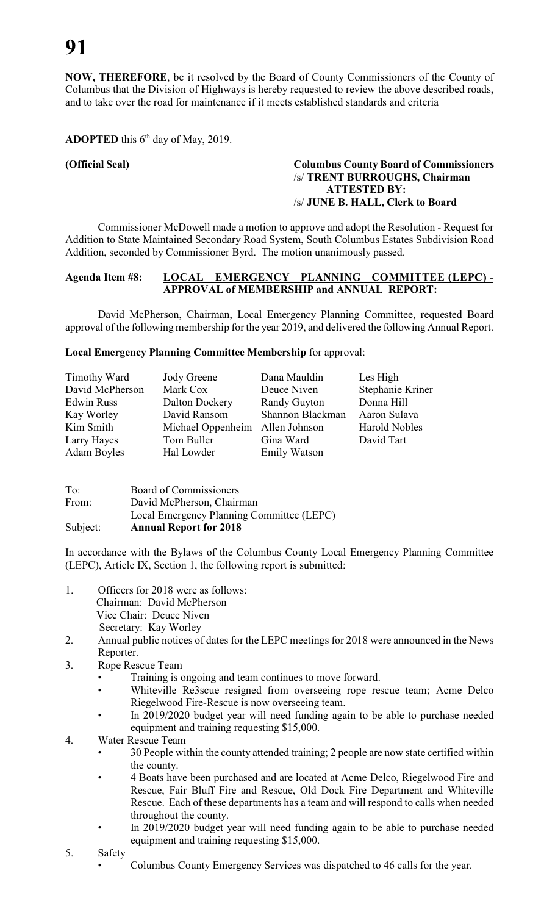**NOW, THEREFORE**, be it resolved by the Board of County Commissioners of the County of Columbus that the Division of Highways is hereby requested to review the above described roads, and to take over the road for maintenance if it meets established standards and criteria

**ADOPTED** this 6th day of May, 2019.

**(Official Seal)** **Columbus County Board of Commissioners**
/s/ **TRENT BURROUGHS, Chairman**
**ATTESTED BY:**
/s/ **JUNE B. HALL, Clerk to Board**

Commissioner McDowell made a motion to approve and adopt the Resolution - Request for Addition to State Maintained Secondary Road System, South Columbus Estates Subdivision Road Addition, seconded by Commissioner Byrd. The motion unanimously passed.

**Agenda Item #8: LOCAL EMERGENCY PLANNING COMMITTEE (LEPC) - APPROVAL of MEMBERSHIP and ANNUAL REPORT:**

David McPherson, Chairman, Local Emergency Planning Committee, requested Board approval of the following membership for the year 2019, and delivered the following Annual Report.

**Local Emergency Planning Committee Membership** for approval:

| | | | |
|---|---|---|---|
| Timothy Ward | Jody Greene | Dana Mauldin | Les High |
| David McPherson | Mark Cox | Deuce Niven | Stephanie Kriner |
| Edwin Russ | Dalton Dockery | Randy Guyton | Donna Hill |
| Kay Worley | David Ransom | Shannon Blackman | Aaron Sulava |
| Kim Smith | Michael Oppenheim | Allen Johnson | Harold Nobles |
| Larry Hayes | Tom Buller | Gina Ward | David Tart |
| Adam Boyles | Hal Lowder | Emily Watson | |

To: Board of Commissioners
From: David McPherson, Chairman
Local Emergency Planning Committee (LEPC)
Subject: **Annual Report for 2018**

In accordance with the Bylaws of the Columbus County Local Emergency Planning Committee (LEPC), Article IX, Section 1, the following report is submitted:

1. Officers for 2018 were as follows:
   Chairman: David McPherson
   Vice Chair: Deuce Niven
   Secretary: Kay Worley
2. Annual public notices of dates for the LEPC meetings for 2018 were announced in the News Reporter.
3. Rope Rescue Team
   - Training is ongoing and team continues to move forward.
   - Whiteville Re3scue resigned from overseeing rope rescue team; Acme Delco Riegelwood Fire-Rescue is now overseeing team.
   - In 2019/2020 budget year will need funding again to be able to purchase needed equipment and training requesting $15,000.
4. Water Rescue Team
   - 30 People within the county attended training; 2 people are now state certified within the county.
   - 4 Boats have been purchased and are located at Acme Delco, Riegelwood Fire and Rescue, Fair Bluff Fire and Rescue, Old Dock Fire Department and Whiteville Rescue. Each of these departments has a team and will respond to calls when needed throughout the county.
   - In 2019/2020 budget year will need funding again to be able to purchase needed equipment and training requesting $15,000.
5. Safety
   - Columbus County Emergency Services was dispatched to 46 calls for the year.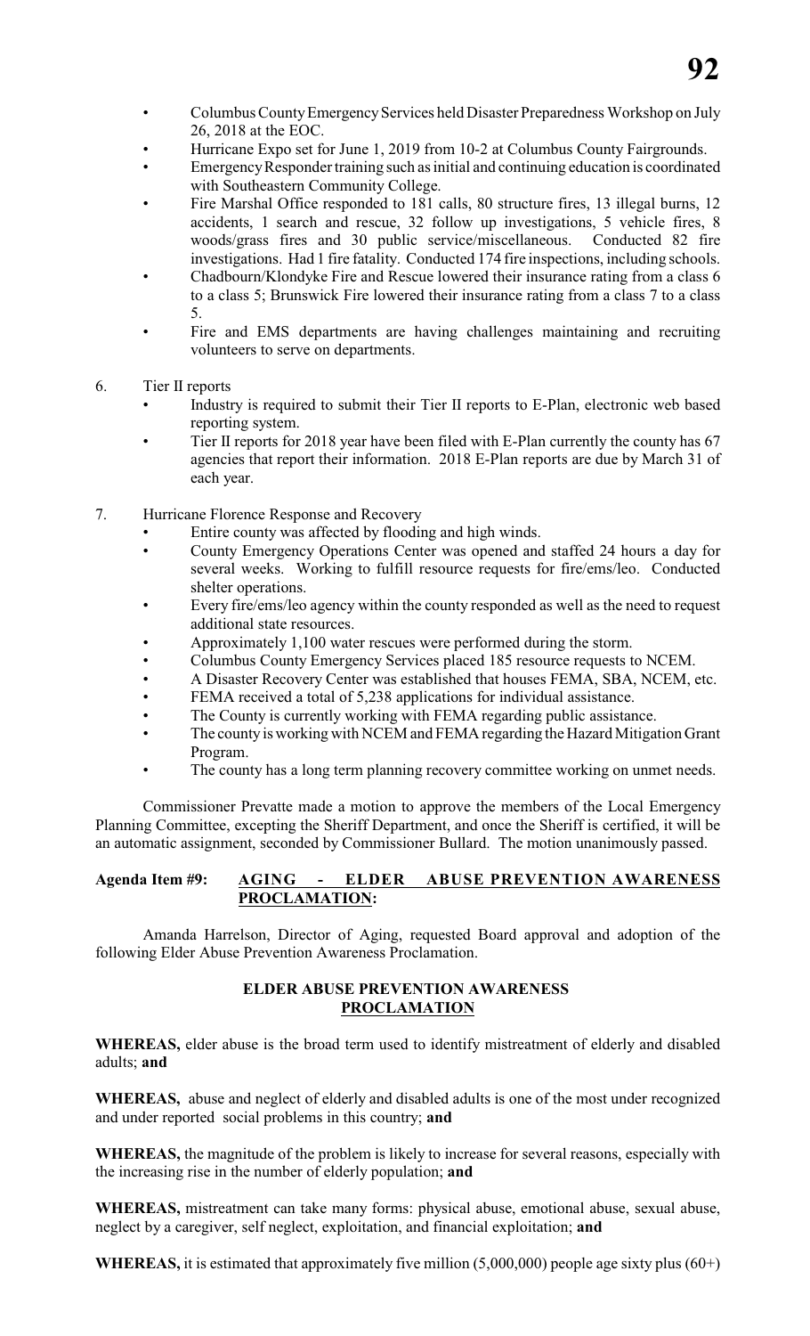- Columbus County Emergency Services held Disaster Preparedness Workshop on July 26, 2018 at the EOC.
- Hurricane Expo set for June 1, 2019 from 10-2 at Columbus County Fairgrounds.
- Emergency Responder training such as initial and continuing education is coordinated with Southeastern Community College.
- Fire Marshal Office responded to 181 calls, 80 structure fires, 13 illegal burns, 12 accidents, 1 search and rescue, 32 follow up investigations, 5 vehicle fires, 8 woods/grass fires and 30 public service/miscellaneous. Conducted 82 fire investigations. Had 1 fire fatality. Conducted 174 fire inspections, including schools.
- Chadbourn/Klondyke Fire and Rescue lowered their insurance rating from a class 6 to a class 5; Brunswick Fire lowered their insurance rating from a class 7 to a class 5.
- Fire and EMS departments are having challenges maintaining and recruiting volunteers to serve on departments.

6. Tier II reports
   - Industry is required to submit their Tier II reports to E-Plan, electronic web based reporting system.
   - Tier II reports for 2018 year have been filed with E-Plan currently the county has 67 agencies that report their information. 2018 E-Plan reports are due by March 31 of each year.

7. Hurricane Florence Response and Recovery
   - Entire county was affected by flooding and high winds.
   - County Emergency Operations Center was opened and staffed 24 hours a day for several weeks. Working to fulfill resource requests for fire/ems/leo. Conducted shelter operations.
   - Every fire/ems/leo agency within the county responded as well as the need to request additional state resources.
   - Approximately 1,100 water rescues were performed during the storm.
   - Columbus County Emergency Services placed 185 resource requests to NCEM.
   - A Disaster Recovery Center was established that houses FEMA, SBA, NCEM, etc.
   - FEMA received a total of 5,238 applications for individual assistance.
   - The County is currently working with FEMA regarding public assistance.
   - The county is working with NCEM and FEMA regarding the Hazard Mitigation Grant Program.
   - The county has a long term planning recovery committee working on unmet needs.

Commissioner Prevatte made a motion to approve the members of the Local Emergency Planning Committee, excepting the Sheriff Department, and once the Sheriff is certified, it will be an automatic assignment, seconded by Commissioner Bullard. The motion unanimously passed.

**Agenda Item #9: AGING - ELDER ABUSE PREVENTION AWARENESS PROCLAMATION:**

Amanda Harrelson, Director of Aging, requested Board approval and adoption of the following Elder Abuse Prevention Awareness Proclamation.

**ELDER ABUSE PREVENTION AWARENESS PROCLAMATION**

**WHEREAS,** elder abuse is the broad term used to identify mistreatment of elderly and disabled adults; **and**

**WHEREAS,** abuse and neglect of elderly and disabled adults is one of the most under recognized and under reported social problems in this country; **and**

**WHEREAS,** the magnitude of the problem is likely to increase for several reasons, especially with the increasing rise in the number of elderly population; **and**

**WHEREAS,** mistreatment can take many forms: physical abuse, emotional abuse, sexual abuse, neglect by a caregiver, self neglect, exploitation, and financial exploitation; **and**

**WHEREAS,** it is estimated that approximately five million (5,000,000) people age sixty plus (60+)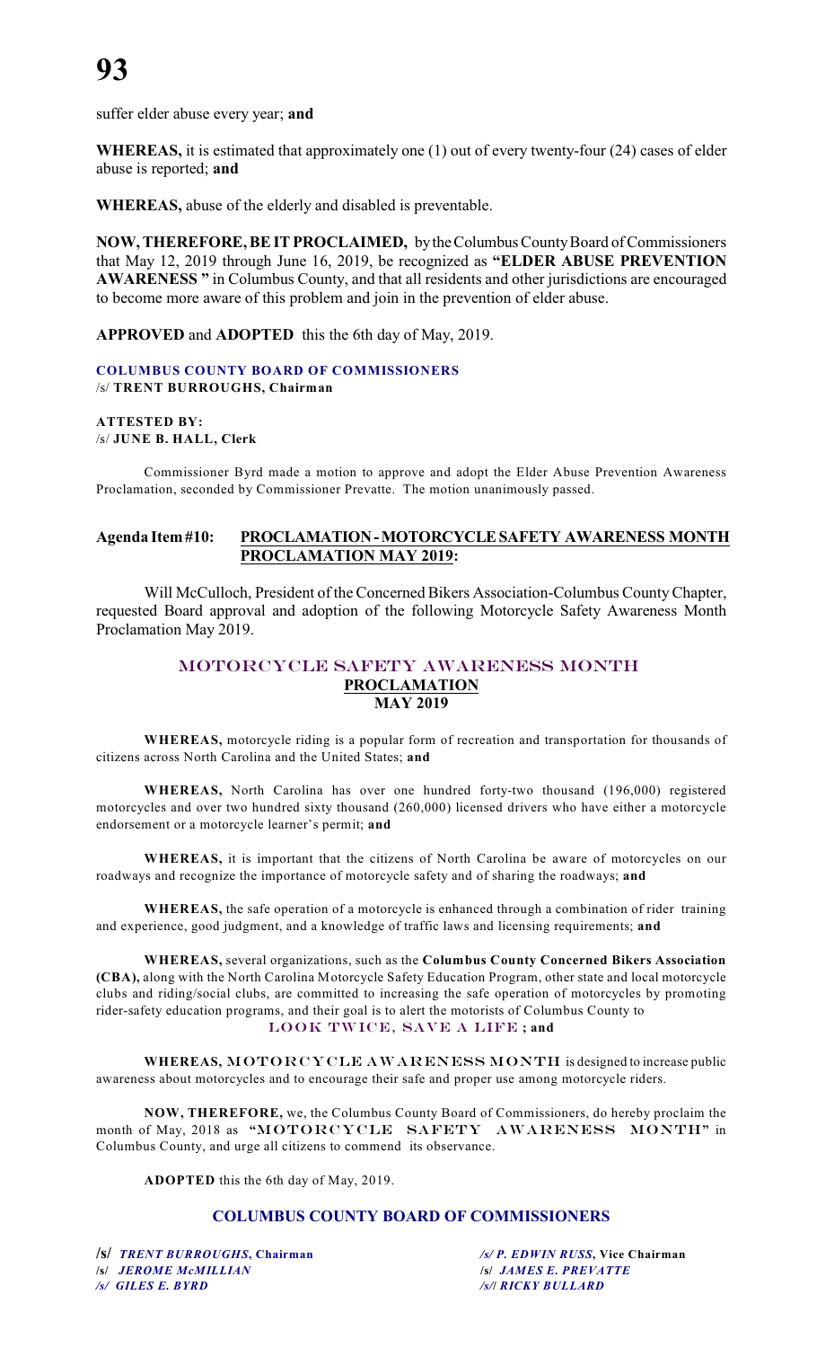suffer elder abuse every year; **and**

**WHEREAS,** it is estimated that approximately one (1) out of every twenty-four (24) cases of elder abuse is reported; **and**

**WHEREAS,** abuse of the elderly and disabled is preventable.

**NOW, THEREFORE, BE IT PROCLAIMED,** by the Columbus County Board of Commissioners that May 12, 2019 through June 16, 2019, be recognized as **"ELDER ABUSE PREVENTION AWARENESS "** in Columbus County, and that all residents and other jurisdictions are encouraged to become more aware of this problem and join in the prevention of elder abuse.

**APPROVED** and **ADOPTED** this the 6th day of May, 2019.

**COLUMBUS COUNTY BOARD OF COMMISSIONERS**
/s/ **TRENT BURROUGHS, Chairman**

**ATTESTED BY:**
/s/ **JUNE B. HALL, Clerk**

Commissioner Byrd made a motion to approve and adopt the Elder Abuse Prevention Awareness Proclamation, seconded by Commissioner Prevatte. The motion unanimously passed.

## Agenda Item #10: PROCLAMATION - MOTORCYCLE SAFETY AWARENESS MONTH PROCLAMATION MAY 2019:

Will McCulloch, President of the Concerned Bikers Association-Columbus County Chapter, requested Board approval and adoption of the following Motorcycle Safety Awareness Month Proclamation May 2019.

### MOTORCYCLE SAFETY AWARENESS MONTH
### PROCLAMATION
### MAY 2019

**WHEREAS,** motorcycle riding is a popular form of recreation and transportation for thousands of citizens across North Carolina and the United States; **and**

**WHEREAS,** North Carolina has over one hundred forty-two thousand (196,000) registered motorcycles and over two hundred sixty thousand (260,000) licensed drivers who have either a motorcycle endorsement or a motorcycle learner's permit; **and**

**WHEREAS,** it is important that the citizens of North Carolina be aware of motorcycles on our roadways and recognize the importance of motorcycle safety and of sharing the roadways; **and**

**WHEREAS,** the safe operation of a motorcycle is enhanced through a combination of rider training and experience, good judgment, and a knowledge of traffic laws and licensing requirements; **and**

**WHEREAS,** several organizations, such as the **Columbus County Concerned Bikers Association (CBA),** along with the North Carolina Motorcycle Safety Education Program, other state and local motorcycle clubs and riding/social clubs, are committed to increasing the safe operation of motorcycles by promoting rider-safety education programs, and their goal is to alert the motorists of Columbus County to
LOOK TWICE, SAVE A LIFE **; and**

**WHEREAS,** MOTORCYCLE AWARENESS MONTH is designed to increase public awareness about motorcycles and to encourage their safe and proper use among motorcycle riders.

**NOW, THEREFORE,** we, the Columbus County Board of Commissioners, do hereby proclaim the month of May, 2018 as **"MOTORCYCLE SAFETY AWARENESS MONTH"** in Columbus County, and urge all citizens to commend its observance.

**ADOPTED** this the 6th day of May, 2019.

**COLUMBUS COUNTY BOARD OF COMMISSIONERS**

/s/ ***TRENT BURROUGHS*, Chairman**
/s/ ***P. EDWIN RUSS*, Vice Chairman**
/s/ ***JEROME McMILLIAN***
/s/ ***JAMES E. PREVATTE***
/s/ ***GILES E. BYRD***
/s/ ***RICKY BULLARD***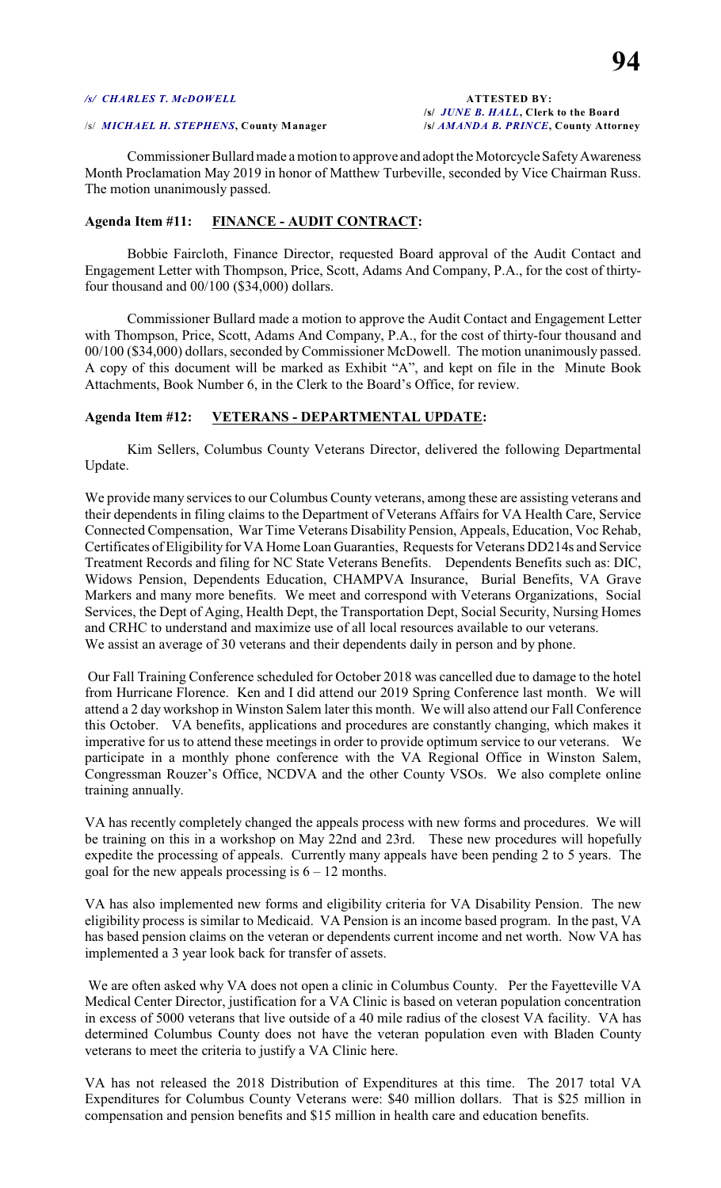*/s/ CHARLES T. McDOWELL* **ATTESTED BY:**

**/s/ *JUNE B. HALL*, Clerk to the Board**

/s/ ***MICHAEL H. STEPHENS*, County Manager** **/s/ *AMANDA B. PRINCE*, County Attorney**

Commissioner Bullard made a motion to approve and adopt the Motorcycle Safety Awareness Month Proclamation May 2019 in honor of Matthew Turbeville, seconded by Vice Chairman Russ. The motion unanimously passed.

**Agenda Item #11: FINANCE - AUDIT CONTRACT:**

Bobbie Faircloth, Finance Director, requested Board approval of the Audit Contact and Engagement Letter with Thompson, Price, Scott, Adams And Company, P.A., for the cost of thirty-four thousand and 00/100 ($34,000) dollars.

Commissioner Bullard made a motion to approve the Audit Contact and Engagement Letter with Thompson, Price, Scott, Adams And Company, P.A., for the cost of thirty-four thousand and 00/100 ($34,000) dollars, seconded by Commissioner McDowell. The motion unanimously passed. A copy of this document will be marked as Exhibit "A", and kept on file in the Minute Book Attachments, Book Number 6, in the Clerk to the Board's Office, for review.

**Agenda Item #12: VETERANS - DEPARTMENTAL UPDATE:**

Kim Sellers, Columbus County Veterans Director, delivered the following Departmental Update.

We provide many services to our Columbus County veterans, among these are assisting veterans and their dependents in filing claims to the Department of Veterans Affairs for VA Health Care, Service Connected Compensation, War Time Veterans Disability Pension, Appeals, Education, Voc Rehab, Certificates of Eligibility for VA Home Loan Guaranties, Requests for Veterans DD214s and Service Treatment Records and filing for NC State Veterans Benefits. Dependents Benefits such as: DIC, Widows Pension, Dependents Education, CHAMPVA Insurance, Burial Benefits, VA Grave Markers and many more benefits. We meet and correspond with Veterans Organizations, Social Services, the Dept of Aging, Health Dept, the Transportation Dept, Social Security, Nursing Homes and CRHC to understand and maximize use of all local resources available to our veterans. We assist an average of 30 veterans and their dependents daily in person and by phone.

Our Fall Training Conference scheduled for October 2018 was cancelled due to damage to the hotel from Hurricane Florence. Ken and I did attend our 2019 Spring Conference last month. We will attend a 2 day workshop in Winston Salem later this month. We will also attend our Fall Conference this October. VA benefits, applications and procedures are constantly changing, which makes it imperative for us to attend these meetings in order to provide optimum service to our veterans. We participate in a monthly phone conference with the VA Regional Office in Winston Salem, Congressman Rouzer's Office, NCDVA and the other County VSOs. We also complete online training annually.

VA has recently completely changed the appeals process with new forms and procedures. We will be training on this in a workshop on May 22nd and 23rd. These new procedures will hopefully expedite the processing of appeals. Currently many appeals have been pending 2 to 5 years. The goal for the new appeals processing is 6 – 12 months.

VA has also implemented new forms and eligibility criteria for VA Disability Pension. The new eligibility process is similar to Medicaid. VA Pension is an income based program. In the past, VA has based pension claims on the veteran or dependents current income and net worth. Now VA has implemented a 3 year look back for transfer of assets.

We are often asked why VA does not open a clinic in Columbus County. Per the Fayetteville VA Medical Center Director, justification for a VA Clinic is based on veteran population concentration in excess of 5000 veterans that live outside of a 40 mile radius of the closest VA facility. VA has determined Columbus County does not have the veteran population even with Bladen County veterans to meet the criteria to justify a VA Clinic here.

VA has not released the 2018 Distribution of Expenditures at this time. The 2017 total VA Expenditures for Columbus County Veterans were: $40 million dollars. That is $25 million in compensation and pension benefits and $15 million in health care and education benefits.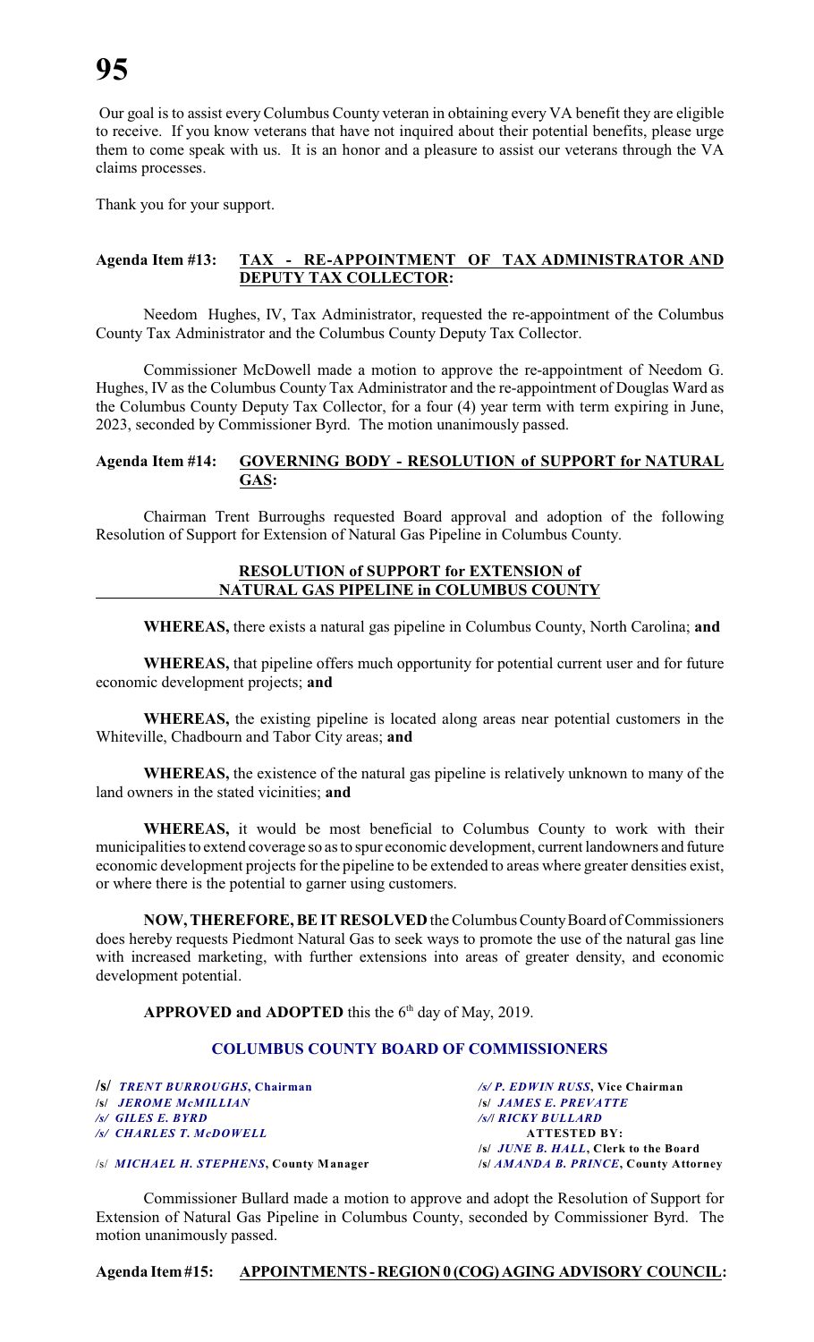Our goal is to assist every Columbus County veteran in obtaining every VA benefit they are eligible to receive. If you know veterans that have not inquired about their potential benefits, please urge them to come speak with us. It is an honor and a pleasure to assist our veterans through the VA claims processes.

Thank you for your support.

**Agenda Item #13: TAX - RE-APPOINTMENT OF TAX ADMINISTRATOR AND DEPUTY TAX COLLECTOR:**

Needom Hughes, IV, Tax Administrator, requested the re-appointment of the Columbus County Tax Administrator and the Columbus County Deputy Tax Collector.

Commissioner McDowell made a motion to approve the re-appointment of Needom G. Hughes, IV as the Columbus County Tax Administrator and the re-appointment of Douglas Ward as the Columbus County Deputy Tax Collector, for a four (4) year term with term expiring in June, 2023, seconded by Commissioner Byrd. The motion unanimously passed.

**Agenda Item #14: GOVERNING BODY - RESOLUTION of SUPPORT for NATURAL GAS:**

Chairman Trent Burroughs requested Board approval and adoption of the following Resolution of Support for Extension of Natural Gas Pipeline in Columbus County.

**RESOLUTION of SUPPORT for EXTENSION of NATURAL GAS PIPELINE in COLUMBUS COUNTY**

**WHEREAS,** there exists a natural gas pipeline in Columbus County, North Carolina; **and**

**WHEREAS,** that pipeline offers much opportunity for potential current user and for future economic development projects; **and**

**WHEREAS,** the existing pipeline is located along areas near potential customers in the Whiteville, Chadbourn and Tabor City areas; **and**

**WHEREAS,** the existence of the natural gas pipeline is relatively unknown to many of the land owners in the stated vicinities; **and**

**WHEREAS,** it would be most beneficial to Columbus County to work with their municipalities to extend coverage so as to spur economic development, current landowners and future economic development projects for the pipeline to be extended to areas where greater densities exist, or where there is the potential to garner using customers.

**NOW, THEREFORE, BE IT RESOLVED** the Columbus County Board of Commissioners does hereby requests Piedmont Natural Gas to seek ways to promote the use of the natural gas line with increased marketing, with further extensions into areas of greater density, and economic development potential.

**APPROVED and ADOPTED** this the 6th day of May, 2019.

**COLUMBUS COUNTY BOARD OF COMMISSIONERS**

/s/ *TRENT BURROUGHS*, **Chairman**
/s/ *JEROME McMILLIAN*
/s/ *GILES E. BYRD*
/s/ *CHARLES T. McDOWELL*

/s/ *P. EDWIN RUSS*, **Vice Chairman**
/s/ *JAMES E. PREVATTE*
/s/ *RICKY BULLARD*

**ATTESTED BY:**
/s/ *JUNE B. HALL*, **Clerk to the Board**

/s/ *MICHAEL H. STEPHENS*, **County Manager**
/s/ *AMANDA B. PRINCE*, **County Attorney**

Commissioner Bullard made a motion to approve and adopt the Resolution of Support for Extension of Natural Gas Pipeline in Columbus County, seconded by Commissioner Byrd. The motion unanimously passed.

**Agenda Item #15: APPOINTMENTS - REGION 0 (COG) AGING ADVISORY COUNCIL:**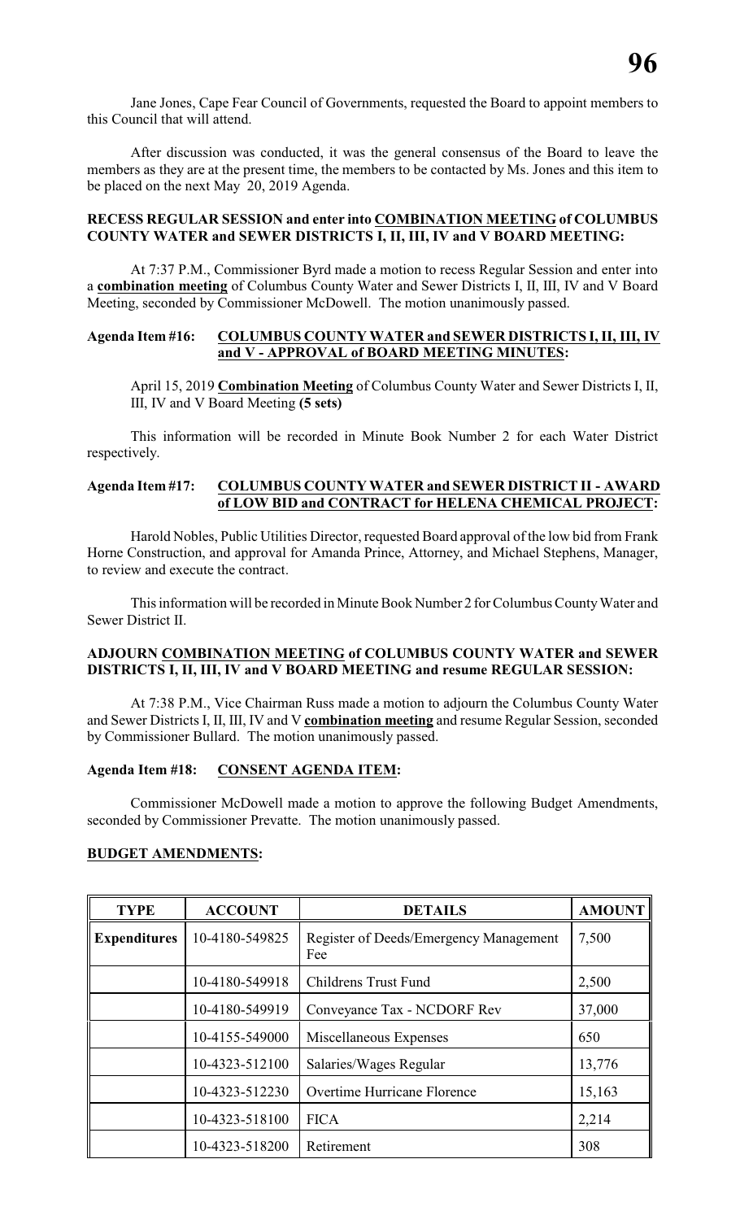Jane Jones, Cape Fear Council of Governments, requested the Board to appoint members to this Council that will attend.

After discussion was conducted, it was the general consensus of the Board to leave the members as they are at the present time, the members to be contacted by Ms. Jones and this item to be placed on the next May 20, 2019 Agenda.

**RECESS REGULAR SESSION and enter into COMBINATION MEETING of COLUMBUS COUNTY WATER and SEWER DISTRICTS I, II, III, IV and V BOARD MEETING:**

At 7:37 P.M., Commissioner Byrd made a motion to recess Regular Session and enter into a **combination meeting** of Columbus County Water and Sewer Districts I, II, III, IV and V Board Meeting, seconded by Commissioner McDowell. The motion unanimously passed.

**Agenda Item #16: COLUMBUS COUNTY WATER and SEWER DISTRICTS I, II, III, IV and V - APPROVAL of BOARD MEETING MINUTES:**

April 15, 2019 **Combination Meeting** of Columbus County Water and Sewer Districts I, II, III, IV and V Board Meeting **(5 sets)**

This information will be recorded in Minute Book Number 2 for each Water District respectively.

**Agenda Item #17: COLUMBUS COUNTY WATER and SEWER DISTRICT II - AWARD of LOW BID and CONTRACT for HELENA CHEMICAL PROJECT:**

Harold Nobles, Public Utilities Director, requested Board approval of the low bid from Frank Horne Construction, and approval for Amanda Prince, Attorney, and Michael Stephens, Manager, to review and execute the contract.

This information will be recorded in Minute Book Number 2 for Columbus County Water and Sewer District II.

**ADJOURN COMBINATION MEETING of COLUMBUS COUNTY WATER and SEWER DISTRICTS I, II, III, IV and V BOARD MEETING and resume REGULAR SESSION:**

At 7:38 P.M., Vice Chairman Russ made a motion to adjourn the Columbus County Water and Sewer Districts I, II, III, IV and V **combination meeting** and resume Regular Session, seconded by Commissioner Bullard. The motion unanimously passed.

**Agenda Item #18: CONSENT AGENDA ITEM:**

Commissioner McDowell made a motion to approve the following Budget Amendments, seconded by Commissioner Prevatte. The motion unanimously passed.

**BUDGET AMENDMENTS:**

| TYPE | ACCOUNT | DETAILS | AMOUNT |
|---|---|---|---|
| **Expenditures** | 10-4180-549825 | Register of Deeds/Emergency Management Fee | 7,500 |
| | 10-4180-549918 | Childrens Trust Fund | 2,500 |
| | 10-4180-549919 | Conveyance Tax - NCDORF Rev | 37,000 |
| | 10-4155-549000 | Miscellaneous Expenses | 650 |
| | 10-4323-512100 | Salaries/Wages Regular | 13,776 |
| | 10-4323-512230 | Overtime Hurricane Florence | 15,163 |
| | 10-4323-518100 | FICA | 2,214 |
| | 10-4323-518200 | Retirement | 308 |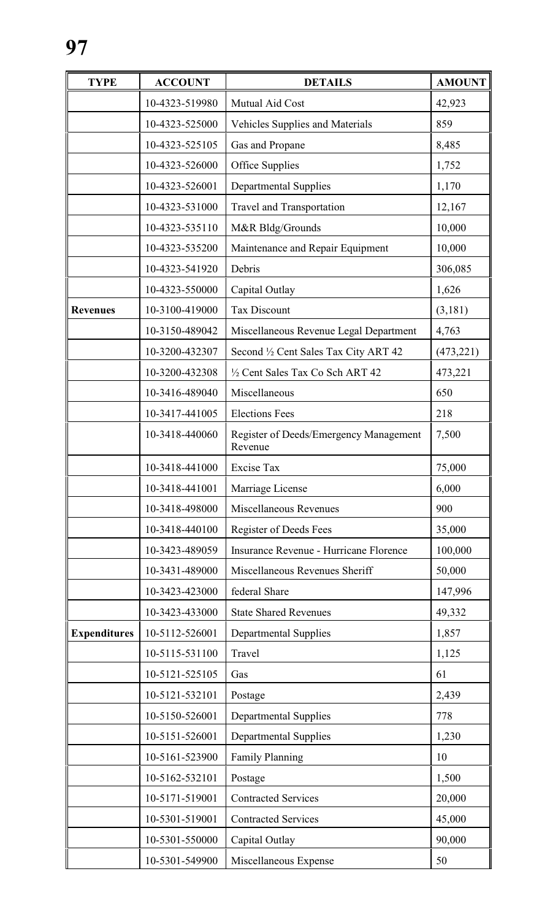| TYPE | ACCOUNT | DETAILS | AMOUNT |
|---|---|---|---|
| | 10-4323-519980 | Mutual Aid Cost | 42,923 |
| | 10-4323-525000 | Vehicles Supplies and Materials | 859 |
| | 10-4323-525105 | Gas and Propane | 8,485 |
| | 10-4323-526000 | Office Supplies | 1,752 |
| | 10-4323-526001 | Departmental Supplies | 1,170 |
| | 10-4323-531000 | Travel and Transportation | 12,167 |
| | 10-4323-535110 | M&R Bldg/Grounds | 10,000 |
| | 10-4323-535200 | Maintenance and Repair Equipment | 10,000 |
| | 10-4323-541920 | Debris | 306,085 |
| | 10-4323-550000 | Capital Outlay | 1,626 |
| **Revenues** | 10-3100-419000 | Tax Discount | (3,181) |
| | 10-3150-489042 | Miscellaneous Revenue Legal Department | 4,763 |
| | 10-3200-432307 | Second ½ Cent Sales Tax City ART 42 | (473,221) |
| | 10-3200-432308 | ½ Cent Sales Tax Co Sch ART 42 | 473,221 |
| | 10-3416-489040 | Miscellaneous | 650 |
| | 10-3417-441005 | Elections Fees | 218 |
| | 10-3418-440060 | Register of Deeds/Emergency Management Revenue | 7,500 |
| | 10-3418-441000 | Excise Tax | 75,000 |
| | 10-3418-441001 | Marriage License | 6,000 |
| | 10-3418-498000 | Miscellaneous Revenues | 900 |
| | 10-3418-440100 | Register of Deeds Fees | 35,000 |
| | 10-3423-489059 | Insurance Revenue - Hurricane Florence | 100,000 |
| | 10-3431-489000 | Miscellaneous Revenues Sheriff | 50,000 |
| | 10-3423-423000 | federal Share | 147,996 |
| | 10-3423-433000 | State Shared Revenues | 49,332 |
| **Expenditures** | 10-5112-526001 | Departmental Supplies | 1,857 |
| | 10-5115-531100 | Travel | 1,125 |
| | 10-5121-525105 | Gas | 61 |
| | 10-5121-532101 | Postage | 2,439 |
| | 10-5150-526001 | Departmental Supplies | 778 |
| | 10-5151-526001 | Departmental Supplies | 1,230 |
| | 10-5161-523900 | Family Planning | 10 |
| | 10-5162-532101 | Postage | 1,500 |
| | 10-5171-519001 | Contracted Services | 20,000 |
| | 10-5301-519001 | Contracted Services | 45,000 |
| | 10-5301-550000 | Capital Outlay | 90,000 |
| | 10-5301-549900 | Miscellaneous Expense | 50 |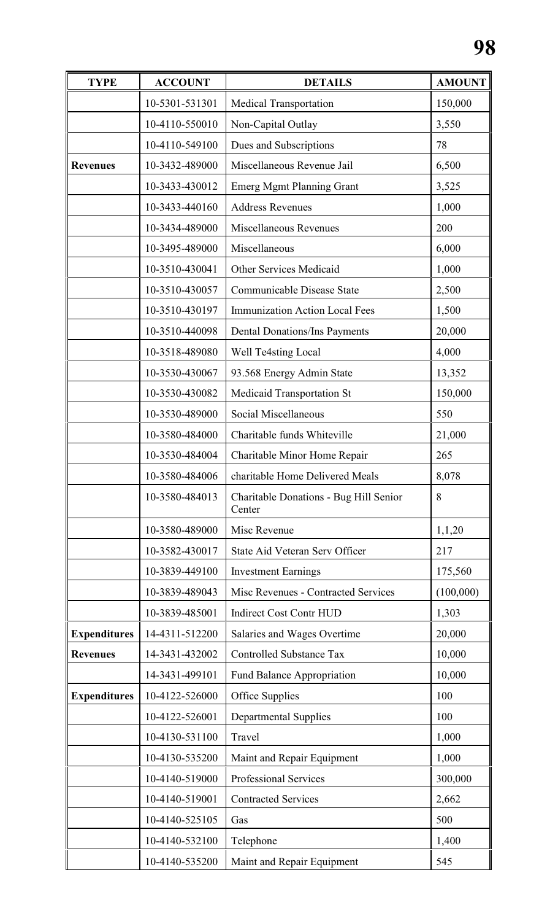| TYPE | ACCOUNT | DETAILS | AMOUNT |
|---|---|---|---|
| | 10-5301-531301 | Medical Transportation | 150,000 |
| | 10-4110-550010 | Non-Capital Outlay | 3,550 |
| | 10-4110-549100 | Dues and Subscriptions | 78 |
| **Revenues** | 10-3432-489000 | Miscellaneous Revenue Jail | 6,500 |
| | 10-3433-430012 | Emerg Mgmt Planning Grant | 3,525 |
| | 10-3433-440160 | Address Revenues | 1,000 |
| | 10-3434-489000 | Miscellaneous Revenues | 200 |
| | 10-3495-489000 | Miscellaneous | 6,000 |
| | 10-3510-430041 | Other Services Medicaid | 1,000 |
| | 10-3510-430057 | Communicable Disease State | 2,500 |
| | 10-3510-430197 | Immunization Action Local Fees | 1,500 |
| | 10-3510-440098 | Dental Donations/Ins Payments | 20,000 |
| | 10-3518-489080 | Well Te4sting Local | 4,000 |
| | 10-3530-430067 | 93.568 Energy Admin State | 13,352 |
| | 10-3530-430082 | Medicaid Transportation St | 150,000 |
| | 10-3530-489000 | Social Miscellaneous | 550 |
| | 10-3580-484000 | Charitable funds Whiteville | 21,000 |
| | 10-3530-484004 | Charitable Minor Home Repair | 265 |
| | 10-3580-484006 | charitable Home Delivered Meals | 8,078 |
| | 10-3580-484013 | Charitable Donations - Bug Hill Senior Center | 8 |
| | 10-3580-489000 | Misc Revenue | 1,1,20 |
| | 10-3582-430017 | State Aid Veteran Serv Officer | 217 |
| | 10-3839-449100 | Investment Earnings | 175,560 |
| | 10-3839-489043 | Misc Revenues - Contracted Services | (100,000) |
| | 10-3839-485001 | Indirect Cost Contr HUD | 1,303 |
| **Expenditures** | 14-4311-512200 | Salaries and Wages Overtime | 20,000 |
| **Revenues** | 14-3431-432002 | Controlled Substance Tax | 10,000 |
| | 14-3431-499101 | Fund Balance Appropriation | 10,000 |
| **Expenditures** | 10-4122-526000 | Office Supplies | 100 |
| | 10-4122-526001 | Departmental Supplies | 100 |
| | 10-4130-531100 | Travel | 1,000 |
| | 10-4130-535200 | Maint and Repair Equipment | 1,000 |
| | 10-4140-519000 | Professional Services | 300,000 |
| | 10-4140-519001 | Contracted Services | 2,662 |
| | 10-4140-525105 | Gas | 500 |
| | 10-4140-532100 | Telephone | 1,400 |
| | 10-4140-535200 | Maint and Repair Equipment | 545 |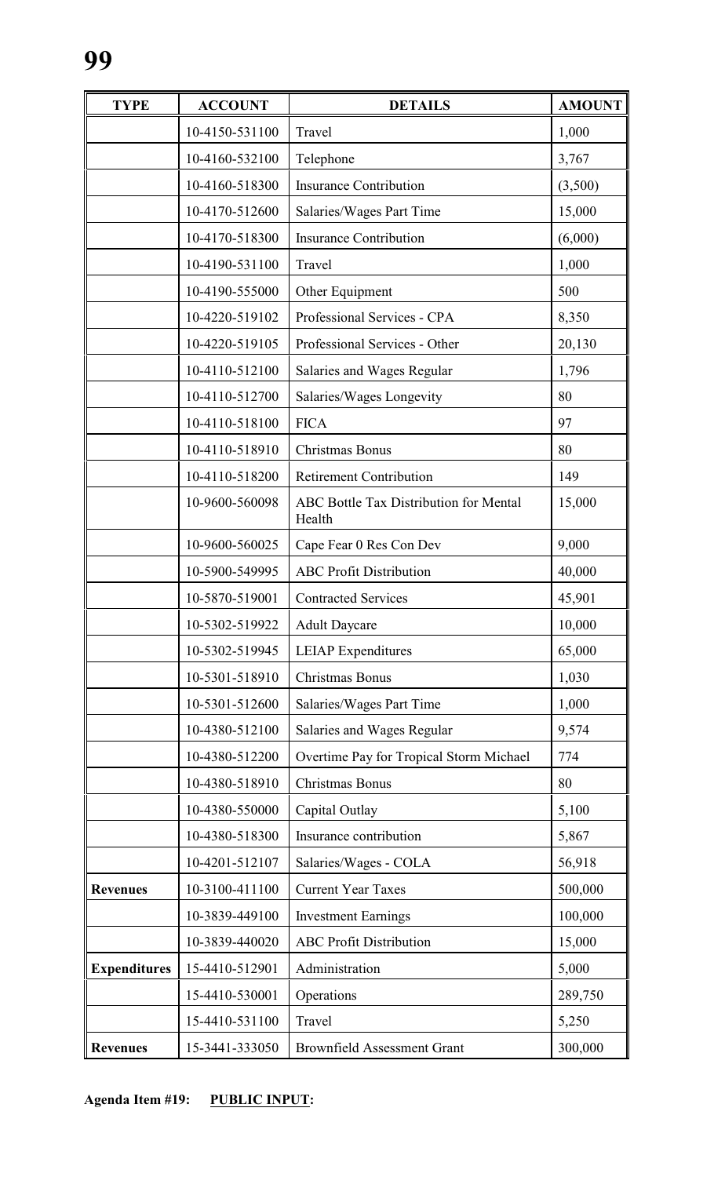| TYPE | ACCOUNT | DETAILS | AMOUNT |
|---|---|---|---|
| | 10-4150-531100 | Travel | 1,000 |
| | 10-4160-532100 | Telephone | 3,767 |
| | 10-4160-518300 | Insurance Contribution | (3,500) |
| | 10-4170-512600 | Salaries/Wages Part Time | 15,000 |
| | 10-4170-518300 | Insurance Contribution | (6,000) |
| | 10-4190-531100 | Travel | 1,000 |
| | 10-4190-555000 | Other Equipment | 500 |
| | 10-4220-519102 | Professional Services - CPA | 8,350 |
| | 10-4220-519105 | Professional Services - Other | 20,130 |
| | 10-4110-512100 | Salaries and Wages Regular | 1,796 |
| | 10-4110-512700 | Salaries/Wages Longevity | 80 |
| | 10-4110-518100 | FICA | 97 |
| | 10-4110-518910 | Christmas Bonus | 80 |
| | 10-4110-518200 | Retirement Contribution | 149 |
| | 10-9600-560098 | ABC Bottle Tax Distribution for Mental Health | 15,000 |
| | 10-9600-560025 | Cape Fear 0 Res Con Dev | 9,000 |
| | 10-5900-549995 | ABC Profit Distribution | 40,000 |
| | 10-5870-519001 | Contracted Services | 45,901 |
| | 10-5302-519922 | Adult Daycare | 10,000 |
| | 10-5302-519945 | LEIAP Expenditures | 65,000 |
| | 10-5301-518910 | Christmas Bonus | 1,030 |
| | 10-5301-512600 | Salaries/Wages Part Time | 1,000 |
| | 10-4380-512100 | Salaries and Wages Regular | 9,574 |
| | 10-4380-512200 | Overtime Pay for Tropical Storm Michael | 774 |
| | 10-4380-518910 | Christmas Bonus | 80 |
| | 10-4380-550000 | Capital Outlay | 5,100 |
| | 10-4380-518300 | Insurance contribution | 5,867 |
| | 10-4201-512107 | Salaries/Wages - COLA | 56,918 |
| **Revenues** | 10-3100-411100 | Current Year Taxes | 500,000 |
| | 10-3839-449100 | Investment Earnings | 100,000 |
| | 10-3839-440020 | ABC Profit Distribution | 15,000 |
| **Expenditures** | 15-4410-512901 | Administration | 5,000 |
| | 15-4410-530001 | Operations | 289,750 |
| | 15-4410-531100 | Travel | 5,250 |
| **Revenues** | 15-3441-333050 | Brownfield Assessment Grant | 300,000 |

**Agenda Item #19: <u>PUBLIC INPUT</u>:**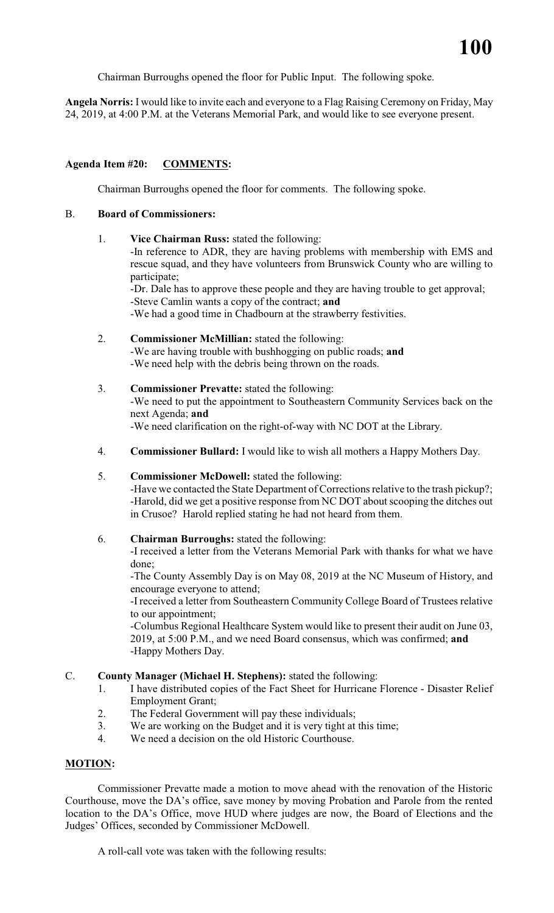Chairman Burroughs opened the floor for Public Input. The following spoke.

**Angela Norris:** I would like to invite each and everyone to a Flag Raising Ceremony on Friday, May 24, 2019, at 4:00 P.M. at the Veterans Memorial Park, and would like to see everyone present.

**Agenda Item #20: COMMENTS:**

Chairman Burroughs opened the floor for comments. The following spoke.

B. **Board of Commissioners:**

1. **Vice Chairman Russ:** stated the following:
   -In reference to ADR, they are having problems with membership with EMS and rescue squad, and they have volunteers from Brunswick County who are willing to participate;
   -Dr. Dale has to approve these people and they are having trouble to get approval;
   -Steve Camlin wants a copy of the contract; **and**
   -We had a good time in Chadbourn at the strawberry festivities.

2. **Commissioner McMillian:** stated the following:
   -We are having trouble with bushhogging on public roads; **and**
   -We need help with the debris being thrown on the roads.

3. **Commissioner Prevatte:** stated the following:
   -We need to put the appointment to Southeastern Community Services back on the next Agenda; **and**
   -We need clarification on the right-of-way with NC DOT at the Library.

4. **Commissioner Bullard:** I would like to wish all mothers a Happy Mothers Day.

5. **Commissioner McDowell:** stated the following:
   -Have we contacted the State Department of Corrections relative to the trash pickup?;
   -Harold, did we get a positive response from NC DOT about scooping the ditches out in Crusoe? Harold replied stating he had not heard from them.

6. **Chairman Burroughs:** stated the following:
   -I received a letter from the Veterans Memorial Park with thanks for what we have done;
   -The County Assembly Day is on May 08, 2019 at the NC Museum of History, and encourage everyone to attend;
   -I received a letter from Southeastern Community College Board of Trustees relative to our appointment;
   -Columbus Regional Healthcare System would like to present their audit on June 03, 2019, at 5:00 P.M., and we need Board consensus, which was confirmed; **and**
   -Happy Mothers Day.

C. **County Manager (Michael H. Stephens):** stated the following:

1. I have distributed copies of the Fact Sheet for Hurricane Florence - Disaster Relief Employment Grant;
2. The Federal Government will pay these individuals;
3. We are working on the Budget and it is very tight at this time;
4. We need a decision on the old Historic Courthouse.

**MOTION:**

Commissioner Prevatte made a motion to move ahead with the renovation of the Historic Courthouse, move the DA's office, save money by moving Probation and Parole from the rented location to the DA's Office, move HUD where judges are now, the Board of Elections and the Judges' Offices, seconded by Commissioner McDowell.

A roll-call vote was taken with the following results: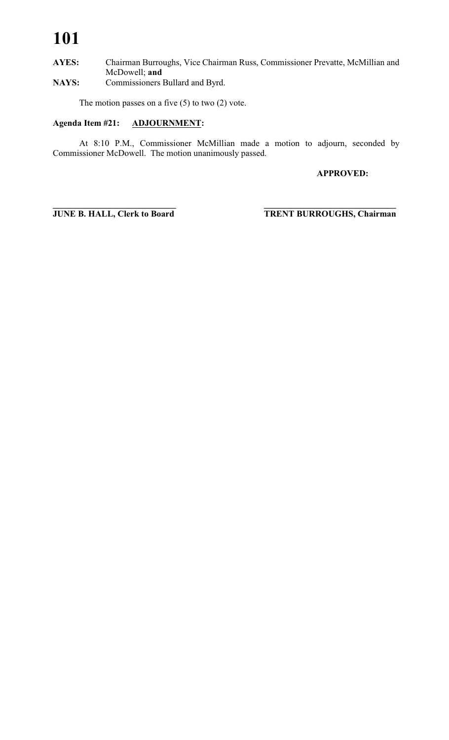**AYES:** Chairman Burroughs, Vice Chairman Russ, Commissioner Prevatte, McMillian and McDowell; **and**
**NAYS:** Commissioners Bullard and Byrd.

The motion passes on a five (5) to two (2) vote.

**Agenda Item #21: ADJOURNMENT:**

At 8:10 P.M., Commissioner McMillian made a motion to adjourn, seconded by Commissioner McDowell. The motion unanimously passed.

**APPROVED:**

**______________________________**
**JUNE B. HALL, Clerk to Board**

**______________________________**
**TRENT BURROUGHS, Chairman**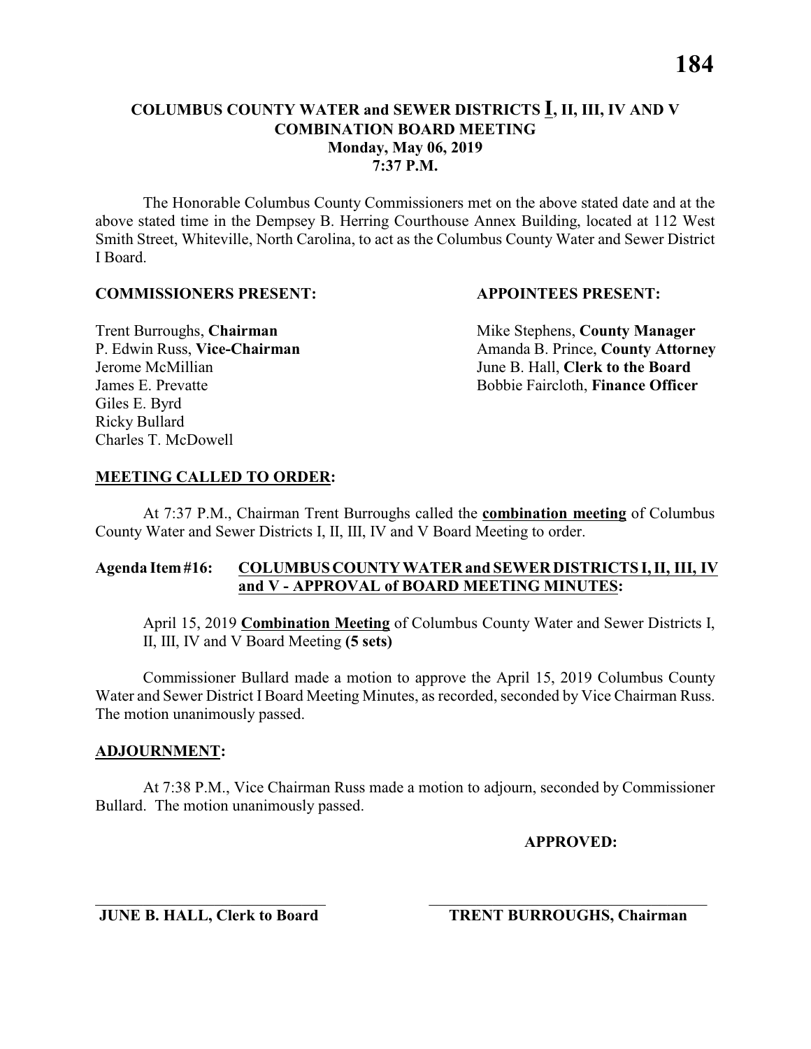# COLUMBUS COUNTY WATER and SEWER DISTRICTS I, II, III, IV AND V
## COMBINATION BOARD MEETING
### Monday, May 06, 2019
### 7:37 P.M.

The Honorable Columbus County Commissioners met on the above stated date and at the above stated time in the Dempsey B. Herring Courthouse Annex Building, located at 112 West Smith Street, Whiteville, North Carolina, to act as the Columbus County Water and Sewer District I Board.

**COMMISSIONERS PRESENT:**

Trent Burroughs, **Chairman**
P. Edwin Russ, **Vice-Chairman**
Jerome McMillian
James E. Prevatte
Giles E. Byrd
Ricky Bullard
Charles T. McDowell

**APPOINTEES PRESENT:**

Mike Stephens, **County Manager**
Amanda B. Prince, **County Attorney**
June B. Hall, **Clerk to the Board**
Bobbie Faircloth, **Finance Officer**

**MEETING CALLED TO ORDER:**

At 7:37 P.M., Chairman Trent Burroughs called the **combination meeting** of Columbus County Water and Sewer Districts I, II, III, IV and V Board Meeting to order.

**Agenda Item #16: COLUMBUS COUNTY WATER and SEWER DISTRICTS I, II, III, IV and V - APPROVAL of BOARD MEETING MINUTES:**

April 15, 2019 **Combination Meeting** of Columbus County Water and Sewer Districts I, II, III, IV and V Board Meeting **(5 sets)**

Commissioner Bullard made a motion to approve the April 15, 2019 Columbus County Water and Sewer District I Board Meeting Minutes, as recorded, seconded by Vice Chairman Russ. The motion unanimously passed.

**ADJOURNMENT:**

At 7:38 P.M., Vice Chairman Russ made a motion to adjourn, seconded by Commissioner Bullard. The motion unanimously passed.

**APPROVED:**

\_\_\_\_\_\_\_\_\_\_\_\_\_\_\_\_\_\_\_\_\_\_\_\_\_\_\_\_\_\_ \_\_\_\_\_\_\_\_\_\_\_\_\_\_\_\_\_\_\_\_\_\_\_\_\_\_\_\_\_\_

**JUNE B. HALL, Clerk to Board** **TRENT BURROUGHS, Chairman**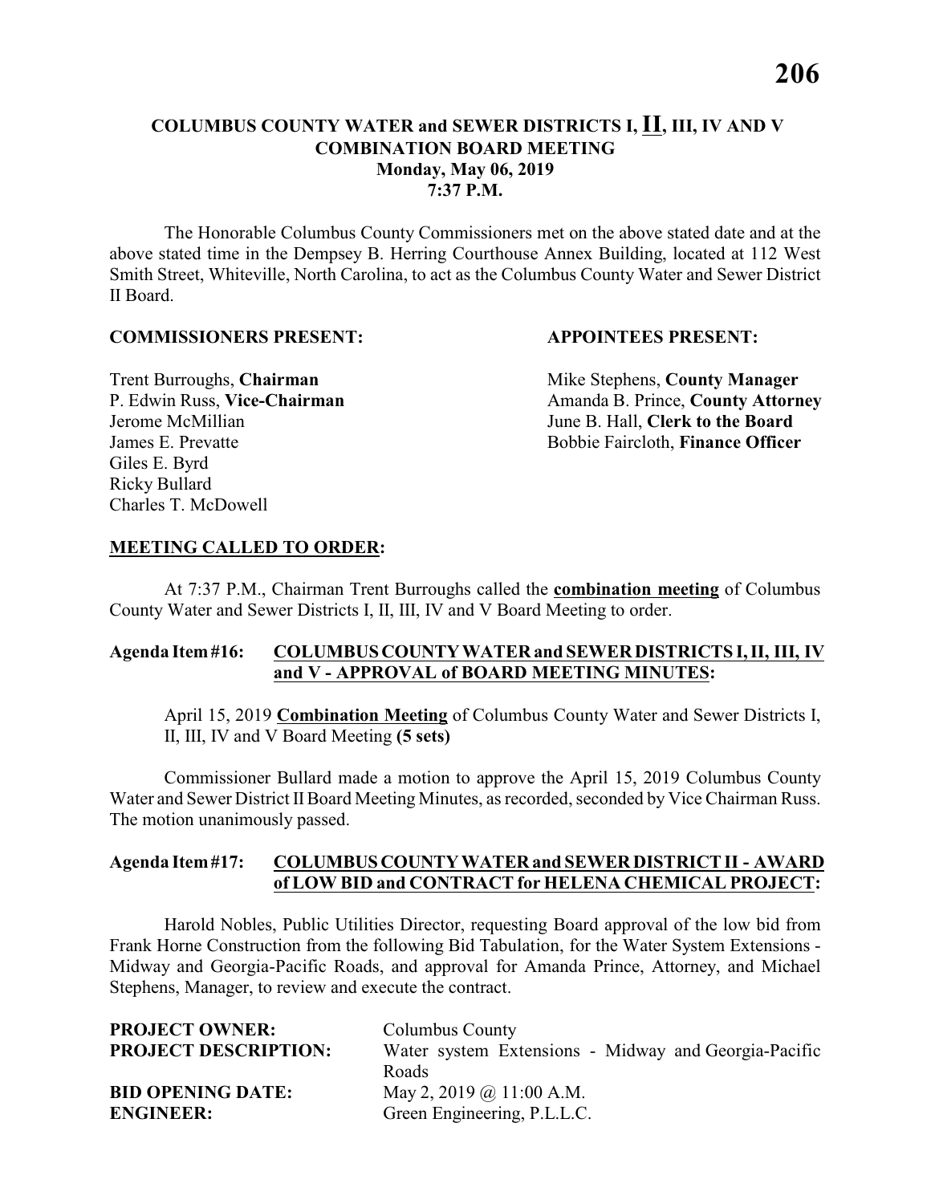**COLUMBUS COUNTY WATER and SEWER DISTRICTS I, II, III, IV AND V COMBINATION BOARD MEETING**
**Monday, May 06, 2019**
**7:37 P.M.**

The Honorable Columbus County Commissioners met on the above stated date and at the above stated time in the Dempsey B. Herring Courthouse Annex Building, located at 112 West Smith Street, Whiteville, North Carolina, to act as the Columbus County Water and Sewer District II Board.

**COMMISSIONERS PRESENT:**

Trent Burroughs, **Chairman**
P. Edwin Russ, **Vice-Chairman**
Jerome McMillian
James E. Prevatte
Giles E. Byrd
Ricky Bullard
Charles T. McDowell

**APPOINTEES PRESENT:**

Mike Stephens, **County Manager**
Amanda B. Prince, **County Attorney**
June B. Hall, **Clerk to the Board**
Bobbie Faircloth, **Finance Officer**

**MEETING CALLED TO ORDER:**

At 7:37 P.M., Chairman Trent Burroughs called the **combination meeting** of Columbus County Water and Sewer Districts I, II, III, IV and V Board Meeting to order.

**Agenda Item #16: COLUMBUS COUNTY WATER and SEWER DISTRICTS I, II, III, IV and V - APPROVAL of BOARD MEETING MINUTES:**

April 15, 2019 **Combination Meeting** of Columbus County Water and Sewer Districts I, II, III, IV and V Board Meeting **(5 sets)**

Commissioner Bullard made a motion to approve the April 15, 2019 Columbus County Water and Sewer District II Board Meeting Minutes, as recorded, seconded by Vice Chairman Russ. The motion unanimously passed.

**Agenda Item #17: COLUMBUS COUNTY WATER and SEWER DISTRICT II - AWARD of LOW BID and CONTRACT for HELENA CHEMICAL PROJECT:**

Harold Nobles, Public Utilities Director, requesting Board approval of the low bid from Frank Horne Construction from the following Bid Tabulation, for the Water System Extensions - Midway and Georgia-Pacific Roads, and approval for Amanda Prince, Attorney, and Michael Stephens, Manager, to review and execute the contract.

| | |
|---|---|
| **PROJECT OWNER:** | Columbus County |
| **PROJECT DESCRIPTION:** | Water system Extensions - Midway and Georgia-Pacific Roads |
| **BID OPENING DATE:** | May 2, 2019 @ 11:00 A.M. |
| **ENGINEER:** | Green Engineering, P.L.L.C. |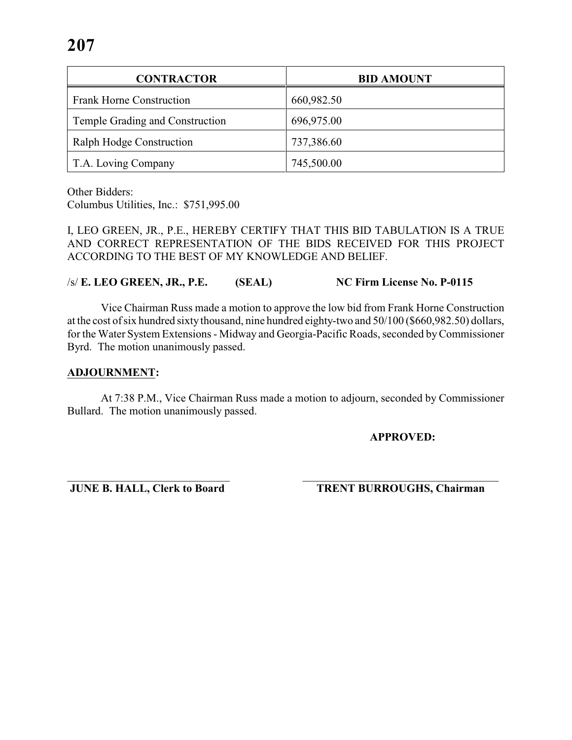| CONTRACTOR | BID AMOUNT |
|---|---|
| Frank Horne Construction | 660,982.50 |
| Temple Grading and Construction | 696,975.00 |
| Ralph Hodge Construction | 737,386.60 |
| T.A. Loving Company | 745,500.00 |

Other Bidders:
Columbus Utilities, Inc.: $751,995.00

I, LEO GREEN, JR., P.E., HEREBY CERTIFY THAT THIS BID TABULATION IS A TRUE AND CORRECT REPRESENTATION OF THE BIDS RECEIVED FOR THIS PROJECT ACCORDING TO THE BEST OF MY KNOWLEDGE AND BELIEF.

/s/ **E. LEO GREEN, JR., P.E. (SEAL) NC Firm License No. P-0115**

Vice Chairman Russ made a motion to approve the low bid from Frank Horne Construction at the cost of six hundred sixty thousand, nine hundred eighty-two and 50/100 ($660,982.50) dollars, for the Water System Extensions - Midway and Georgia-Pacific Roads, seconded by Commissioner Byrd. The motion unanimously passed.

**ADJOURNMENT:**

At 7:38 P.M., Vice Chairman Russ made a motion to adjourn, seconded by Commissioner Bullard. The motion unanimously passed.

**APPROVED:**

**JUNE B. HALL, Clerk to Board** **TRENT BURROUGHS, Chairman**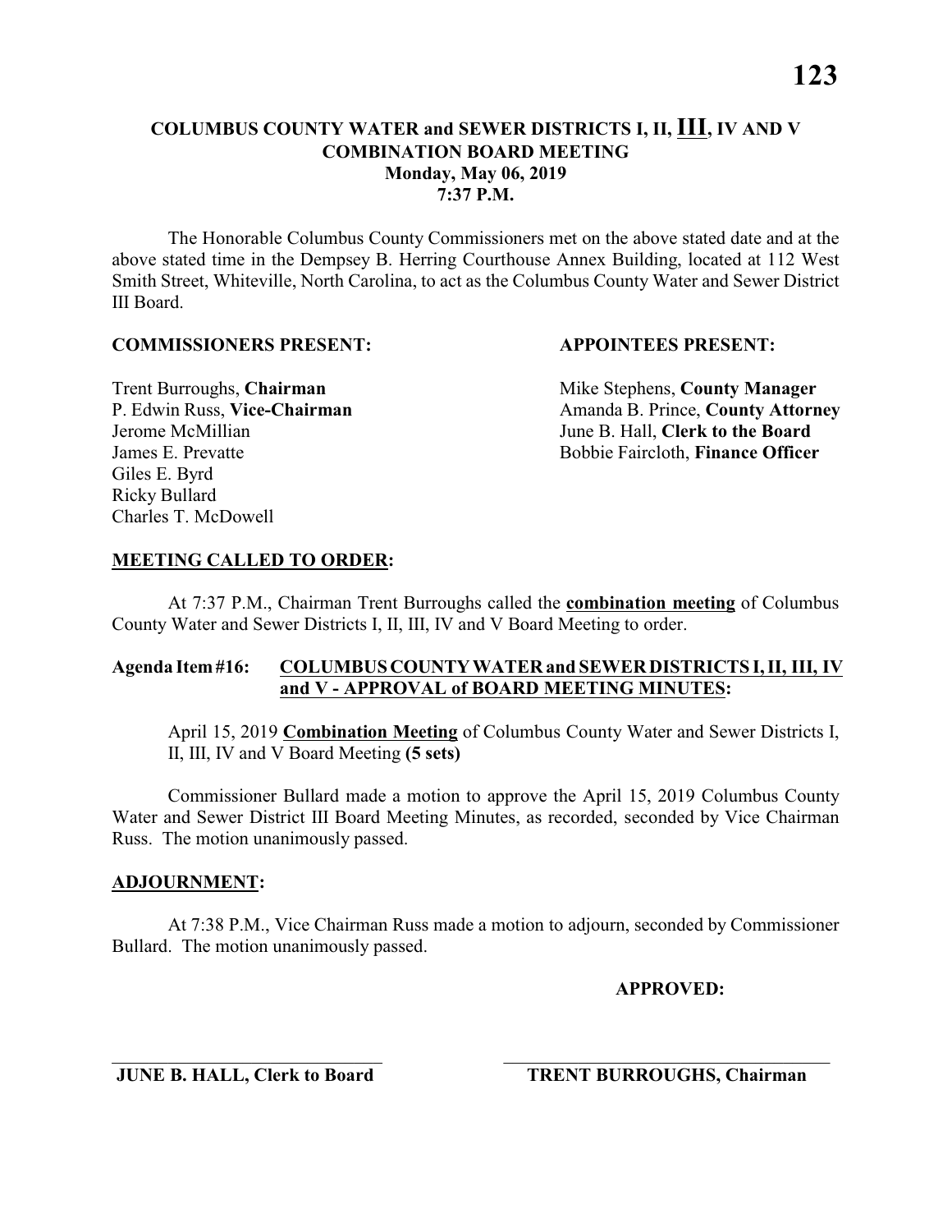# COLUMBUS COUNTY WATER and SEWER DISTRICTS I, II, III, IV AND V COMBINATION BOARD MEETING

**Monday, May 06, 2019**
**7:37 P.M.**

The Honorable Columbus County Commissioners met on the above stated date and at the above stated time in the Dempsey B. Herring Courthouse Annex Building, located at 112 West Smith Street, Whiteville, North Carolina, to act as the Columbus County Water and Sewer District III Board.

**COMMISSIONERS PRESENT:**

Trent Burroughs, **Chairman**
P. Edwin Russ, **Vice-Chairman**
Jerome McMillian
James E. Prevatte
Giles E. Byrd
Ricky Bullard
Charles T. McDowell

**APPOINTEES PRESENT:**

Mike Stephens, **County Manager**
Amanda B. Prince, **County Attorney**
June B. Hall, **Clerk to the Board**
Bobbie Faircloth, **Finance Officer**

## MEETING CALLED TO ORDER:

At 7:37 P.M., Chairman Trent Burroughs called the **combination meeting** of Columbus County Water and Sewer Districts I, II, III, IV and V Board Meeting to order.

**Agenda Item #16: COLUMBUS COUNTY WATER and SEWER DISTRICTS I, II, III, IV and V - APPROVAL of BOARD MEETING MINUTES:**

April 15, 2019 **Combination Meeting** of Columbus County Water and Sewer Districts I, II, III, IV and V Board Meeting **(5 sets)**

Commissioner Bullard made a motion to approve the April 15, 2019 Columbus County Water and Sewer District III Board Meeting Minutes, as recorded, seconded by Vice Chairman Russ. The motion unanimously passed.

## ADJOURNMENT:

At 7:38 P.M., Vice Chairman Russ made a motion to adjourn, seconded by Commissioner Bullard. The motion unanimously passed.

**APPROVED:**

______________________________
**JUNE B. HALL, Clerk to Board**

______________________________
**TRENT BURROUGHS, Chairman**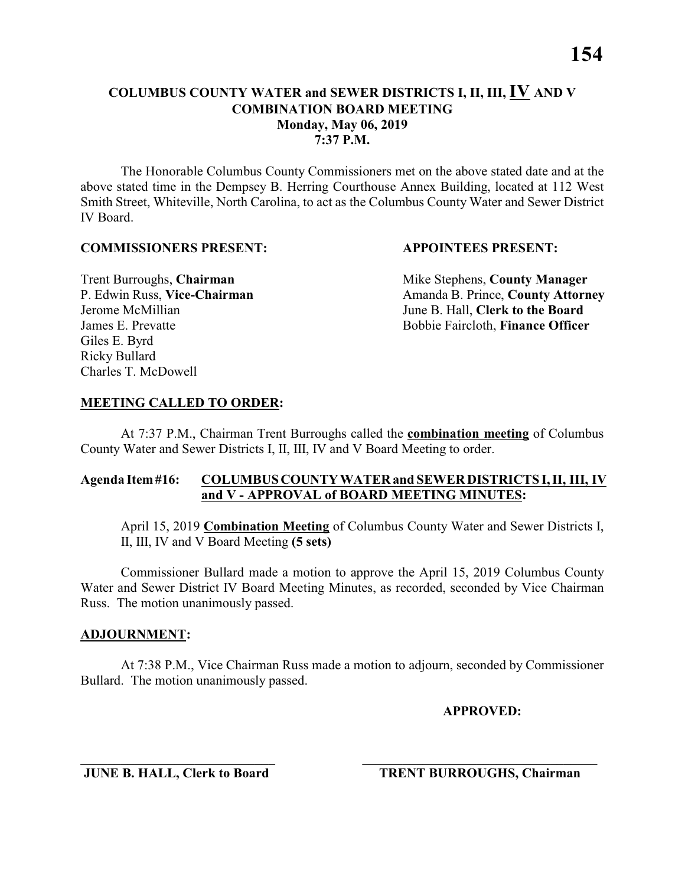# COLUMBUS COUNTY WATER and SEWER DISTRICTS I, II, III, IV AND V COMBINATION BOARD MEETING

**Monday, May 06, 2019**
**7:37 P.M.**

The Honorable Columbus County Commissioners met on the above stated date and at the above stated time in the Dempsey B. Herring Courthouse Annex Building, located at 112 West Smith Street, Whiteville, North Carolina, to act as the Columbus County Water and Sewer District IV Board.

**COMMISSIONERS PRESENT:**

Trent Burroughs, **Chairman**
P. Edwin Russ, **Vice-Chairman**
Jerome McMillian
James E. Prevatte
Giles E. Byrd
Ricky Bullard
Charles T. McDowell

**APPOINTEES PRESENT:**

Mike Stephens, **County Manager**
Amanda B. Prince, **County Attorney**
June B. Hall, **Clerk to the Board**
Bobbie Faircloth, **Finance Officer**

**MEETING CALLED TO ORDER:**

At 7:37 P.M., Chairman Trent Burroughs called the **combination meeting** of Columbus County Water and Sewer Districts I, II, III, IV and V Board Meeting to order.

**Agenda Item #16: COLUMBUS COUNTY WATER and SEWER DISTRICTS I, II, III, IV and V - APPROVAL of BOARD MEETING MINUTES:**

April 15, 2019 **Combination Meeting** of Columbus County Water and Sewer Districts I, II, III, IV and V Board Meeting **(5 sets)**

Commissioner Bullard made a motion to approve the April 15, 2019 Columbus County Water and Sewer District IV Board Meeting Minutes, as recorded, seconded by Vice Chairman Russ. The motion unanimously passed.

**ADJOURNMENT:**

At 7:38 P.M., Vice Chairman Russ made a motion to adjourn, seconded by Commissioner Bullard. The motion unanimously passed.

**APPROVED:**

\_\_\_\_\_\_\_\_\_\_\_\_\_\_\_\_\_\_\_\_\_\_\_\_\_\_\_\_\_\_
**JUNE B. HALL, Clerk to Board**

\_\_\_\_\_\_\_\_\_\_\_\_\_\_\_\_\_\_\_\_\_\_\_\_\_\_\_\_\_\_
**TRENT BURROUGHS, Chairman**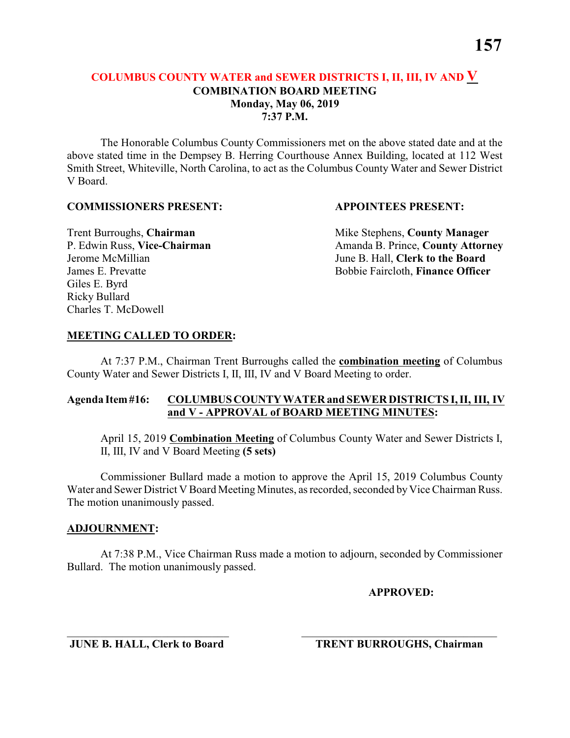# COLUMBUS COUNTY WATER and SEWER DISTRICTS I, II, III, IV AND V

**COMBINATION BOARD MEETING**
**Monday, May 06, 2019**
**7:37 P.M.**

The Honorable Columbus County Commissioners met on the above stated date and at the above stated time in the Dempsey B. Herring Courthouse Annex Building, located at 112 West Smith Street, Whiteville, North Carolina, to act as the Columbus County Water and Sewer District V Board.

**COMMISSIONERS PRESENT:**

Trent Burroughs, **Chairman**
P. Edwin Russ, **Vice-Chairman**
Jerome McMillian
James E. Prevatte
Giles E. Byrd
Ricky Bullard
Charles T. McDowell

**APPOINTEES PRESENT:**

Mike Stephens, **County Manager**
Amanda B. Prince, **County Attorney**
June B. Hall, **Clerk to the Board**
Bobbie Faircloth, **Finance Officer**

**MEETING CALLED TO ORDER:**

At 7:37 P.M., Chairman Trent Burroughs called the **combination meeting** of Columbus County Water and Sewer Districts I, II, III, IV and V Board Meeting to order.

**Agenda Item #16: COLUMBUS COUNTY WATER and SEWER DISTRICTS I, II, III, IV and V - APPROVAL of BOARD MEETING MINUTES:**

April 15, 2019 **Combination Meeting** of Columbus County Water and Sewer Districts I, II, III, IV and V Board Meeting **(5 sets)**

Commissioner Bullard made a motion to approve the April 15, 2019 Columbus County Water and Sewer District V Board Meeting Minutes, as recorded, seconded by Vice Chairman Russ. The motion unanimously passed.

**ADJOURNMENT:**

At 7:38 P.M., Vice Chairman Russ made a motion to adjourn, seconded by Commissioner Bullard. The motion unanimously passed.

**APPROVED:**

\_\_\_\_\_\_\_\_\_\_\_\_\_\_\_\_\_\_\_\_\_\_\_\_\_\_\_\_
**JUNE B. HALL, Clerk to Board**

\_\_\_\_\_\_\_\_\_\_\_\_\_\_\_\_\_\_\_\_\_\_\_\_\_\_\_\_
**TRENT BURROUGHS, Chairman**